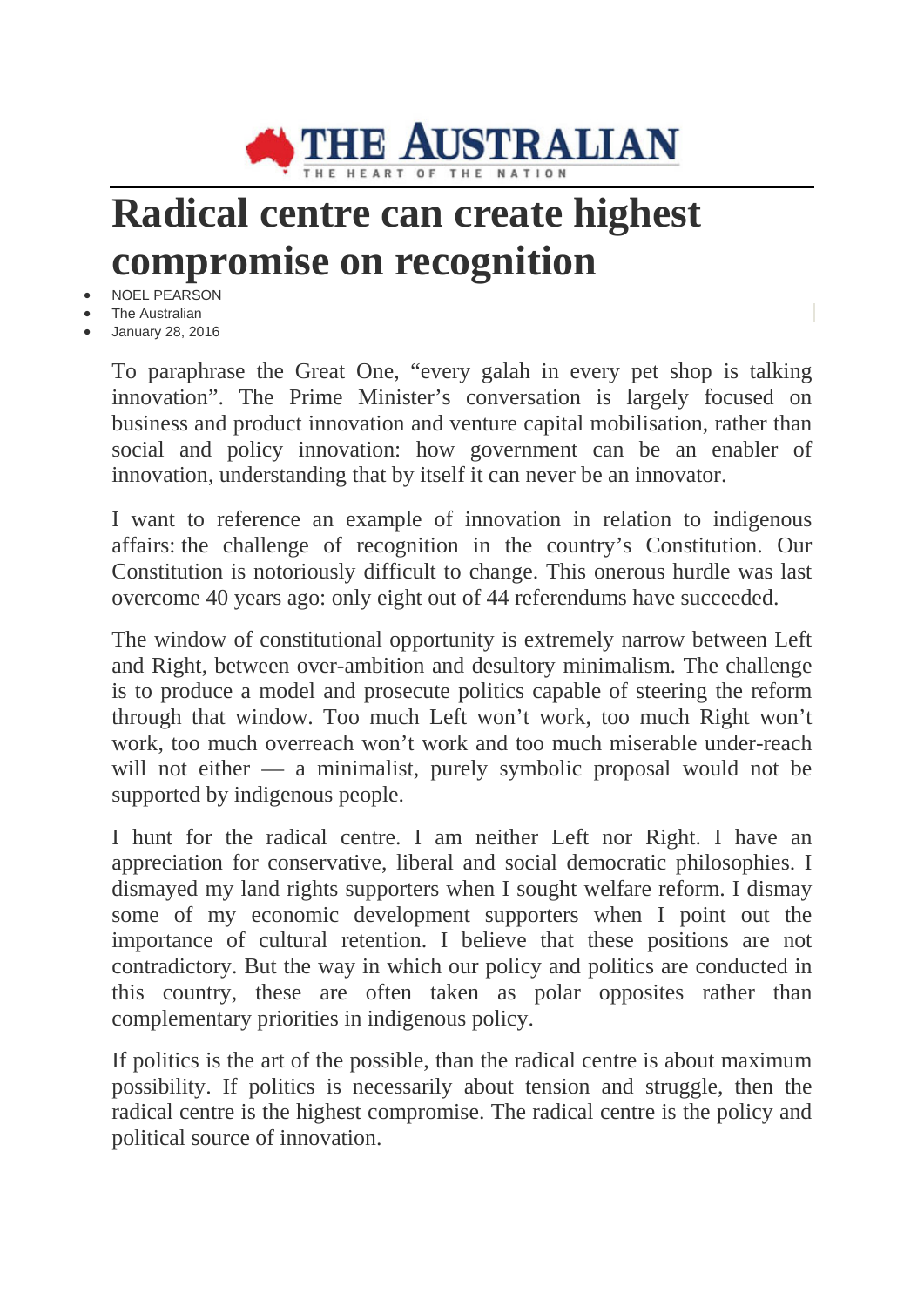THE AUSTRALIAN

THE HEART OF THE NATION

# Radical centre can create highest compromise on recognition

- NOEL PEARSON
- The Australian
- January 28, 2016

To paraphrase the Great One, "every galah in every pet shop is talking innovation". The Prime Minister's conversation is largely focused on business and product innovation and venture capital mobilisation, rather than social and policy innovation: how government can be an enabler of innovation, understanding that by itself it can never be an innovator.

I want to reference an example of innovation in relation to indigenous affairs: the challenge of recognition in the country's Constitution. Our Constitution is notoriously difficult to change. This onerous hurdle was last overcome 40 years ago: only eight out of 44 referendums have succeeded.

The window of constitutional opportunity is extremely narrow between Left and Right, between over-ambition and desultory minimalism. The challenge is to produce a model and prosecute politics capable of steering the reform through that window. Too much Left won't work, too much Right won't work, too much overreach won't work and too much miserable under-reach will not either — a minimalist, purely symbolic proposal would not be supported by indigenous people.

I hunt for the radical centre. I am neither Left nor Right. I have an appreciation for conservative, liberal and social democratic philosophies. I dismayed my land rights supporters when I sought welfare reform. I dismay some of my economic development supporters when I point out the importance of cultural retention. I believe that these positions are not contradictory. But the way in which our policy and politics are conducted in this country, these are often taken as polar opposites rather than complementary priorities in indigenous policy.

If politics is the art of the possible, than the radical centre is about maximum possibility. If politics is necessarily about tension and struggle, then the radical centre is the highest compromise. The radical centre is the policy and political source of innovation.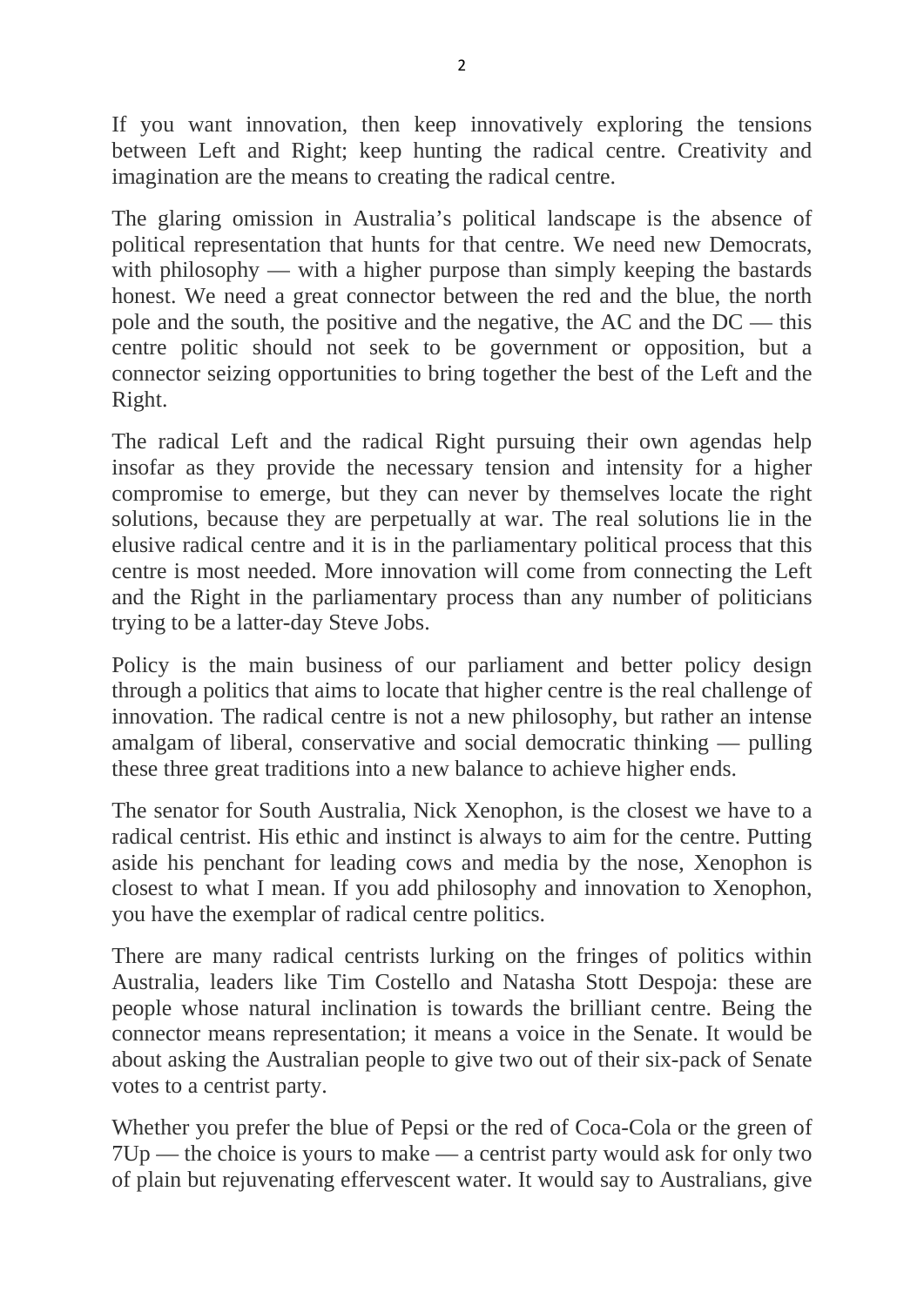If you want innovation, then keep innovatively exploring the tensions between Left and Right; keep hunting the radical centre. Creativity and imagination are the means to creating the radical centre.

The glaring omission in Australia's political landscape is the absence of political representation that hunts for that centre. We need new Democrats, with philosophy — with a higher purpose than simply keeping the bastards honest. We need a great connector between the red and the blue, the north pole and the south, the positive and the negative, the AC and the DC — this centre politic should not seek to be government or opposition, but a connector seizing opportunities to bring together the best of the Left and the Right.

The radical Left and the radical Right pursuing their own agendas help insofar as they provide the necessary tension and intensity for a higher compromise to emerge, but they can never by themselves locate the right solutions, because they are perpetually at war. The real solutions lie in the elusive radical centre and it is in the parliamentary political process that this centre is most needed. More innovation will come from connecting the Left and the Right in the parliamentary process than any number of politicians trying to be a latter-day Steve Jobs.

Policy is the main business of our parliament and better policy design through a politics that aims to locate that higher centre is the real challenge of innovation. The radical centre is not a new philosophy, but rather an intense amalgam of liberal, conservative and social democratic thinking — pulling these three great traditions into a new balance to achieve higher ends.

The senator for South Australia, Nick Xenophon, is the closest we have to a radical centrist. His ethic and instinct is always to aim for the centre. Putting aside his penchant for leading cows and media by the nose, Xenophon is closest to what I mean. If you add philosophy and innovation to Xenophon, you have the exemplar of radical centre politics.

There are many radical centrists lurking on the fringes of politics within Australia, leaders like Tim Costello and Natasha Stott Despoja: these are people whose natural inclination is towards the brilliant centre. Being the connector means representation; it means a voice in the Senate. It would be about asking the Australian people to give two out of their six-pack of Senate votes to a centrist party.

Whether you prefer the blue of Pepsi or the red of Coca-Cola or the green of 7Up — the choice is yours to make — a centrist party would ask for only two of plain but rejuvenating effervescent water. It would say to Australians, give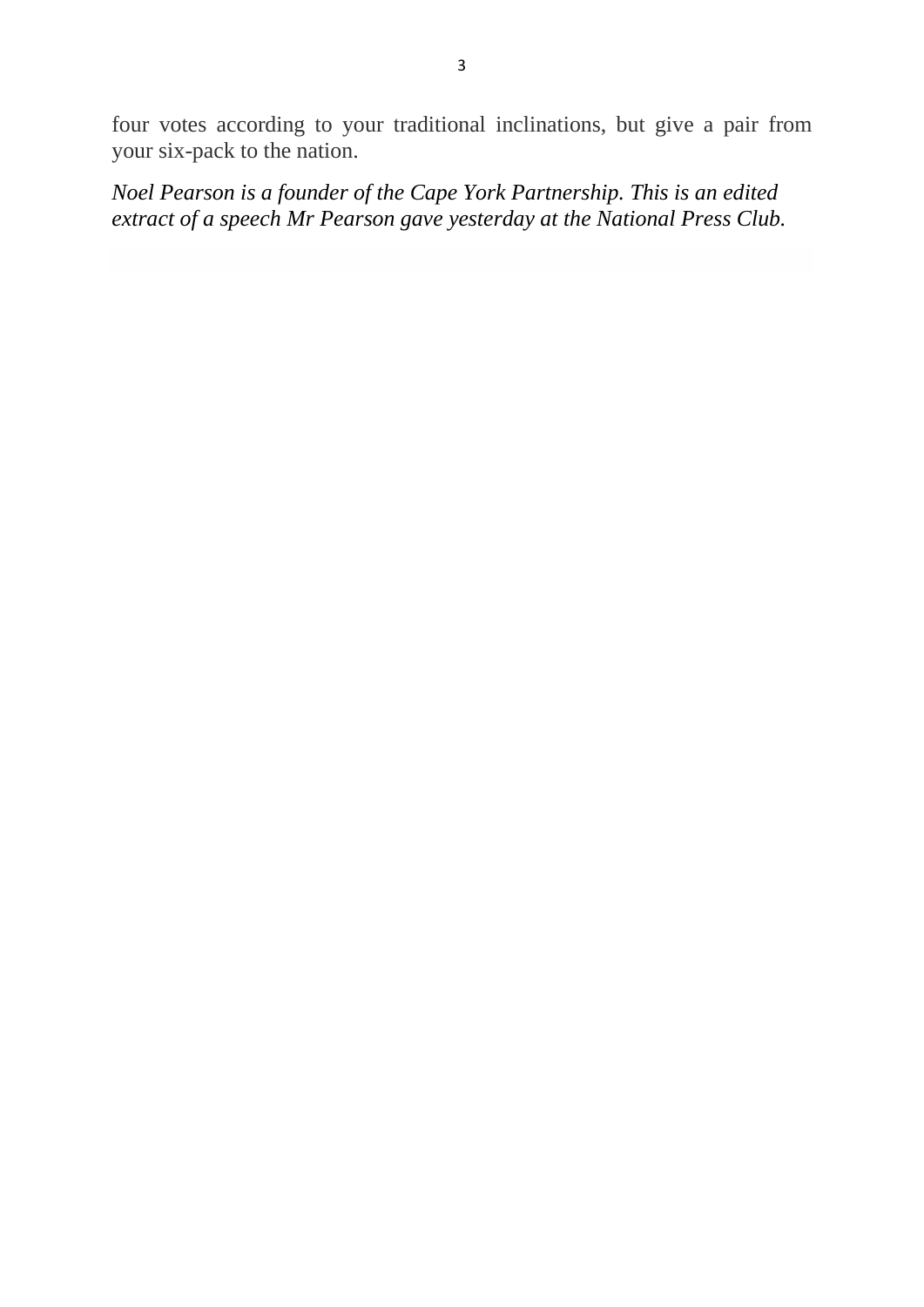four votes according to your traditional inclinations, but give a pair from your six-pack to the nation.

*Noel Pearson is a founder of the Cape York Partnership. This is an edited extract of a speech Mr Pearson gave yesterday at the National Press Club.*